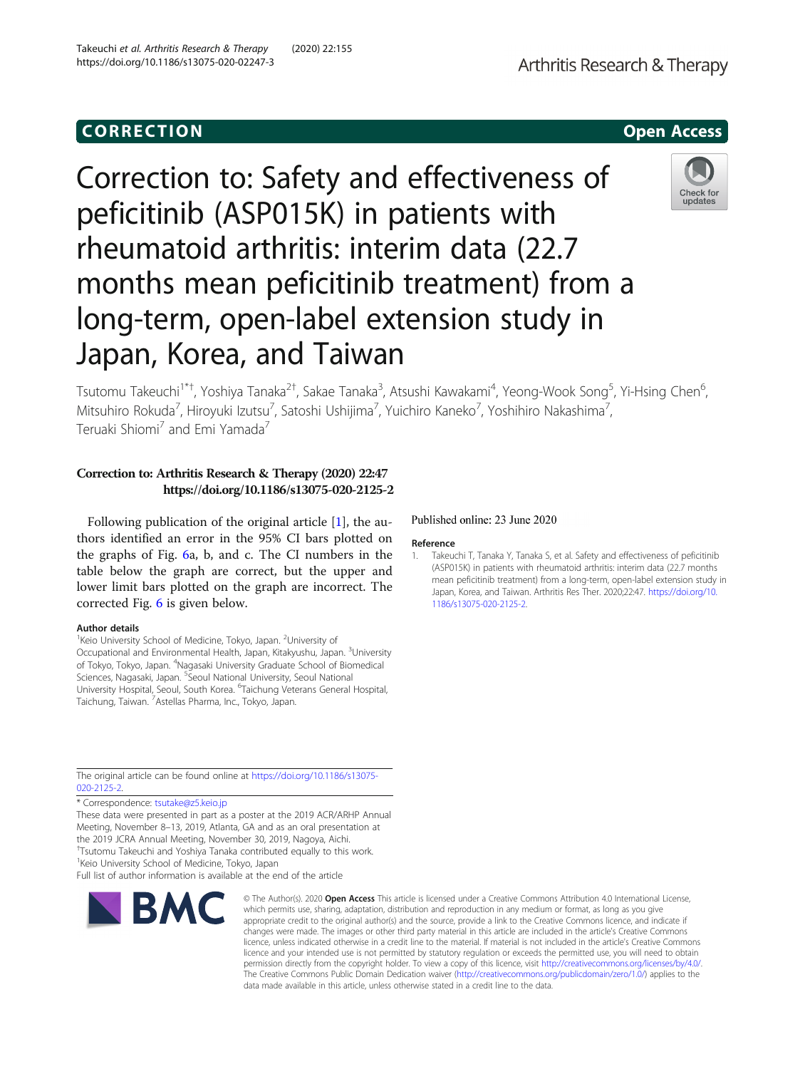CORRECTION

Open Access

# Correction to: Safety and effectiveness of peficitinib (ASP015K) in patients with rheumatoid arthritis: interim data (22.7 months mean peficitinib treatment) from a long-term, open-label extension study in Japan, Korea, and Taiwan

Tsutomu Takeuchi[1*†], Yoshiya Tanaka[2†], Sakae Tanaka[3], Atsushi Kawakami[4], Yeong-Wook Song[5], Yi-Hsing Chen[6], Mitsuhiro Rokuda[7], Hiroyuki Izutsu[7], Satoshi Ushijima[7], Yuichiro Kaneko[7], Yoshihiro Nakashima[7], Teruaki Shiomi[7] and Emi Yamada[7]

**Correction to: Arthritis Research & Therapy (2020) 22:47 https://doi.org/10.1186/s13075-020-2125-2**

Following publication of the original article [1], the authors identified an error in the 95% CI bars plotted on the graphs of Fig. 6a, b, and c. The CI numbers in the table below the graph are correct, but the upper and lower limit bars plotted on the graph are incorrect. The corrected Fig. 6 is given below.

#### Author details

[1]Keio University School of Medicine, Tokyo, Japan. [2]University of Occupational and Environmental Health, Japan, Kitakyushu, Japan. [3]University of Tokyo, Tokyo, Japan. [4]Nagasaki University Graduate School of Biomedical Sciences, Nagasaki, Japan. [5]Seoul National University, Seoul National University Hospital, Seoul, South Korea. [6]Taichung Veterans General Hospital, Taichung, Taiwan. [7]Astellas Pharma, Inc., Tokyo, Japan.

Published online: 23 June 2020

#### Reference

1. Takeuchi T, Tanaka Y, Tanaka S, et al. Safety and effectiveness of peficitinib (ASP015K) in patients with rheumatoid arthritis: interim data (22.7 months mean peficitinib treatment) from a long-term, open-label extension study in Japan, Korea, and Taiwan. Arthritis Res Ther. 2020;22:47. https://doi.org/10.1186/s13075-020-2125-2.

The original article can be found online at https://doi.org/10.1186/s13075-020-2125-2.

\* Correspondence: tsutake@z5.keio.jp

These data were presented in part as a poster at the 2019 ACR/ARHP Annual Meeting, November 8–13, 2019, Atlanta, GA and as an oral presentation at the 2019 JCRA Annual Meeting, November 30, 2019, Nagoya, Aichi.

†Tsutomu Takeuchi and Yoshiya Tanaka contributed equally to this work.

[1]Keio University School of Medicine, Tokyo, Japan

Full list of author information is available at the end of the article

© The Author(s). 2020 **Open Access** This article is licensed under a Creative Commons Attribution 4.0 International License, which permits use, sharing, adaptation, distribution and reproduction in any medium or format, as long as you give appropriate credit to the original author(s) and the source, provide a link to the Creative Commons licence, and indicate if changes were made. The images or other third party material in this article are included in the article's Creative Commons licence, unless indicated otherwise in a credit line to the material. If material is not included in the article's Creative Commons licence and your intended use is not permitted by statutory regulation or exceeds the permitted use, you will need to obtain permission directly from the copyright holder. To view a copy of this licence, visit http://creativecommons.org/licenses/by/4.0/. The Creative Commons Public Domain Dedication waiver (http://creativecommons.org/publicdomain/zero/1.0/) applies to the data made available in this article, unless otherwise stated in a credit line to the data.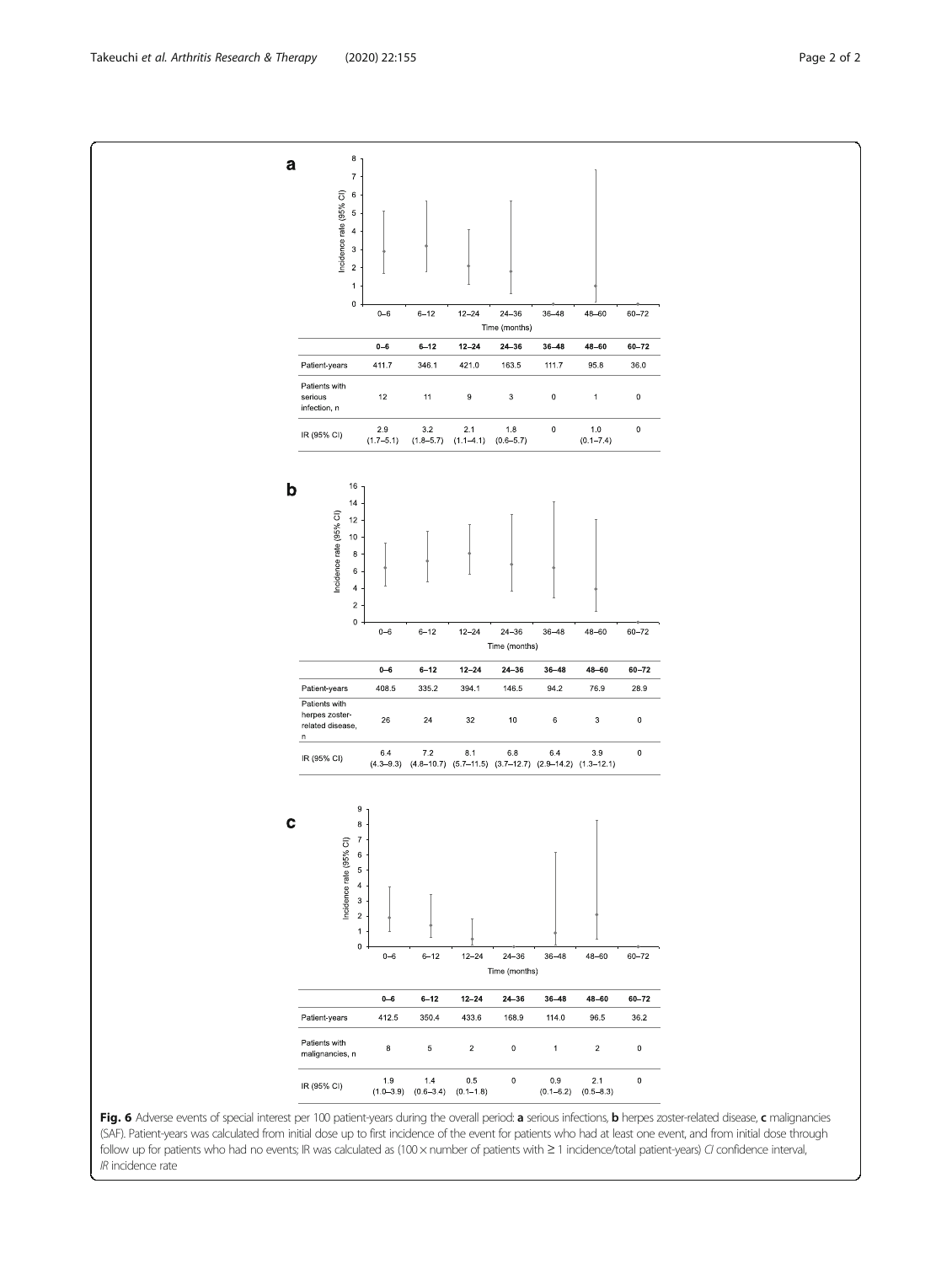**a**

Incidence rate (95% CI)

8
7
6
5
4
3
2
1
0

0–6 6–12 12–24 24–36 36–48 48–60 60–72

Time (months)

| | 0–6 | 6–12 | 12–24 | 24–36 | 36–48 | 48–60 | 60–72 |
|---|---|---|---|---|---|---|---|
| Patient-years | 411.7 | 346.1 | 421.0 | 163.5 | 111.7 | 95.8 | 36.0 |
| Patients with serious infection, n | 12 | 11 | 9 | 3 | 0 | 1 | 0 |
| IR (95% CI) | 2.9 (1.7–5.1) | 3.2 (1.8–5.7) | 2.1 (1.1–4.1) | 1.8 (0.6–5.7) | 0 | 1.0 (0.1–7.4) | 0 |

**b**

Incidence rate (95% CI)

16
14
12
10
8
6
4
2
0

0–6 6–12 12–24 24–36 36–48 48–60 60–72

Time (months)

| | 0–6 | 6–12 | 12–24 | 24–36 | 36–48 | 48–60 | 60–72 |
|---|---|---|---|---|---|---|---|
| Patient-years | 408.5 | 335.2 | 394.1 | 146.5 | 94.2 | 76.9 | 28.9 |
| Patients with herpes zoster-related disease, n | 26 | 24 | 32 | 10 | 6 | 3 | 0 |
| IR (95% CI) | 6.4 (4.3–9.3) | 7.2 (4.8–10.7) | 8.1 (5.7–11.5) | 6.8 (3.7–12.7) | 6.4 (2.9–14.2) | 3.9 (1.3–12.1) | 0 |

**c**

Incidence rate (95% CI)

9
8
7
6
5
4
3
2
1
0

0–6 6–12 12–24 24–36 36–48 48–60 60–72

Time (months)

| | 0–6 | 6–12 | 12–24 | 24–36 | 36–48 | 48–60 | 60–72 |
|---|---|---|---|---|---|---|---|
| Patient-years | 412.5 | 350.4 | 433.6 | 168.9 | 114.0 | 96.5 | 36.2 |
| Patients with malignancies, n | 8 | 5 | 2 | 0 | 1 | 2 | 0 |
| IR (95% CI) | 1.9 (1.0–3.9) | 1.4 (0.6–3.4) | 0.5 (0.1–1.8) | 0 | 0.9 (0.1–6.2) | 2.1 (0.5–8.3) | 0 |

**Fig. 6** Adverse events of special interest per 100 patient-years during the overall period: **a** serious infections, **b** herpes zoster-related disease, **c** malignancies (SAF). Patient-years was calculated from initial dose up to first incidence of the event for patients who had at least one event, and from initial dose through follow up for patients who had no events; IR was calculated as (100 × number of patients with ≥ 1 incidence/total patient-years) *CI* confidence interval, *IR* incidence rate